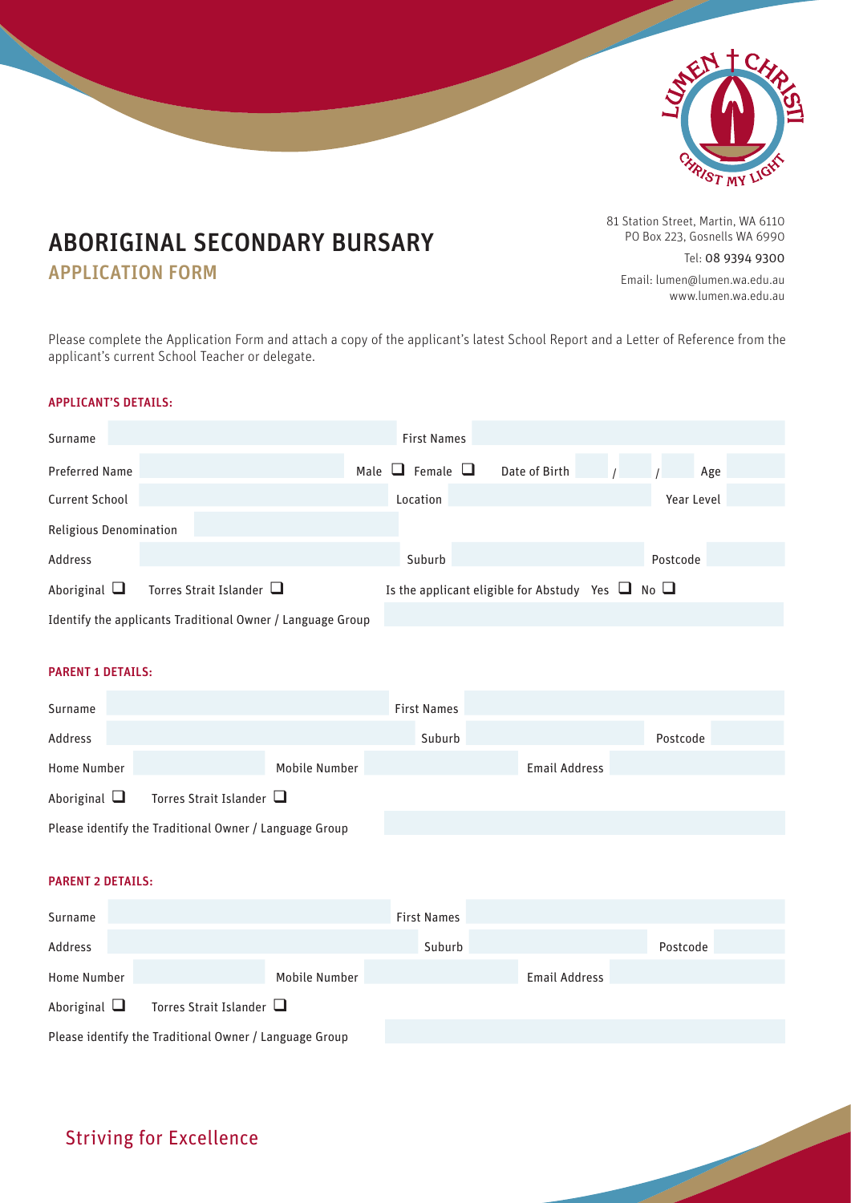# ABORIGINAL SECONDARY BURSARY

## APPLICATION FORM

81 Station Street, Martin, WA 6110
PO Box 223, Gosnells WA 6990

Tel: 08 9394 9300

Email: lumen@lumen.wa.edu.au
www.lumen.wa.edu.au

Please complete the Application Form and attach a copy of the applicant's latest School Report and a Letter of Reference from the applicant's current School Teacher or delegate.

### APPLICANT'S DETAILS:

Surname ______________________ First Names ______________________

Preferred Name ______________________ Male ☐ Female ☐ Date of Birth ____ / ____ / ____ Age ______

Current School ______________________ Location ______________________ Year Level ______

Religious Denomination ______________________

Address ______________________ Suburb ______________________ Postcode ______

Aboriginal ☐ Torres Strait Islander ☐ Is the applicant eligible for Abstudy Yes ☐ No ☐

Identify the applicants Traditional Owner / Language Group ______________________

### PARENT 1 DETAILS:

Surname ______________________ First Names ______________________

Address ______________________ Suburb ______________________ Postcode ______

Home Number ______________ Mobile Number ______________ Email Address ______________

Aboriginal ☐ Torres Strait Islander ☐

Please identify the Traditional Owner / Language Group ______________________

### PARENT 2 DETAILS:

Surname ______________________ First Names ______________________

Address ______________________ Suburb ______________________ Postcode ______

Home Number ______________ Mobile Number ______________ Email Address ______________

Aboriginal ☐ Torres Strait Islander ☐

Please identify the Traditional Owner / Language Group ______________________

Striving for Excellence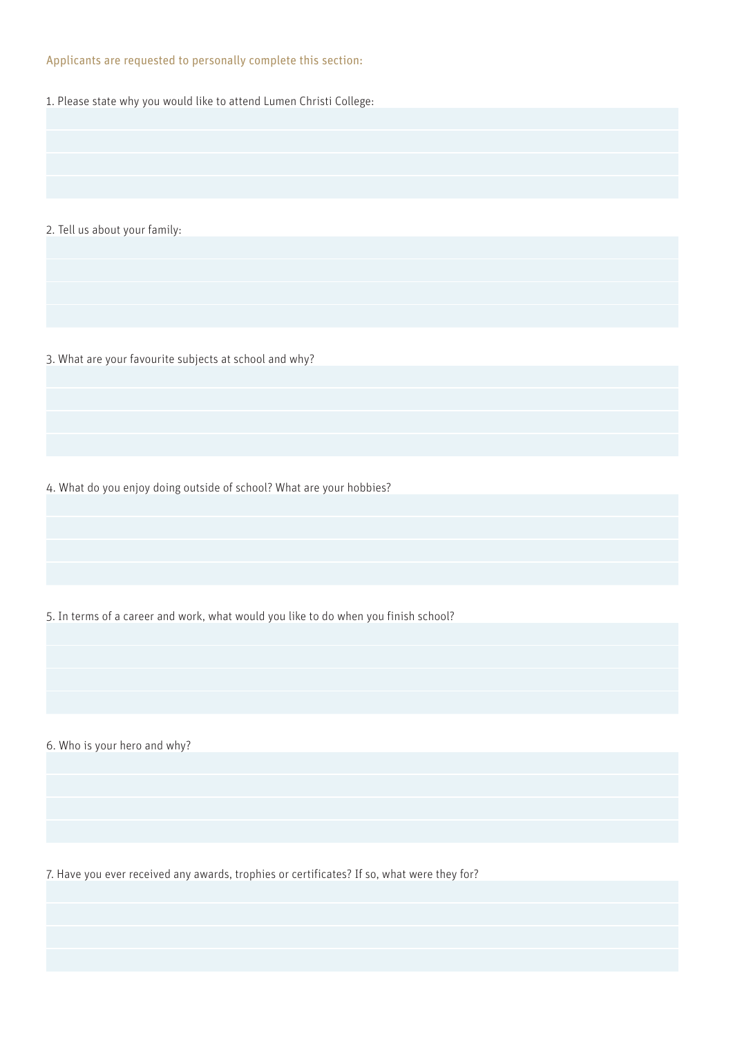Applicants are requested to personally complete this section:

1. Please state why you would like to attend Lumen Christi College:

2. Tell us about your family:

3. What are your favourite subjects at school and why?

4. What do you enjoy doing outside of school? What are your hobbies?

5. In terms of a career and work, what would you like to do when you finish school?

6. Who is your hero and why?

7. Have you ever received any awards, trophies or certificates? If so, what were they for?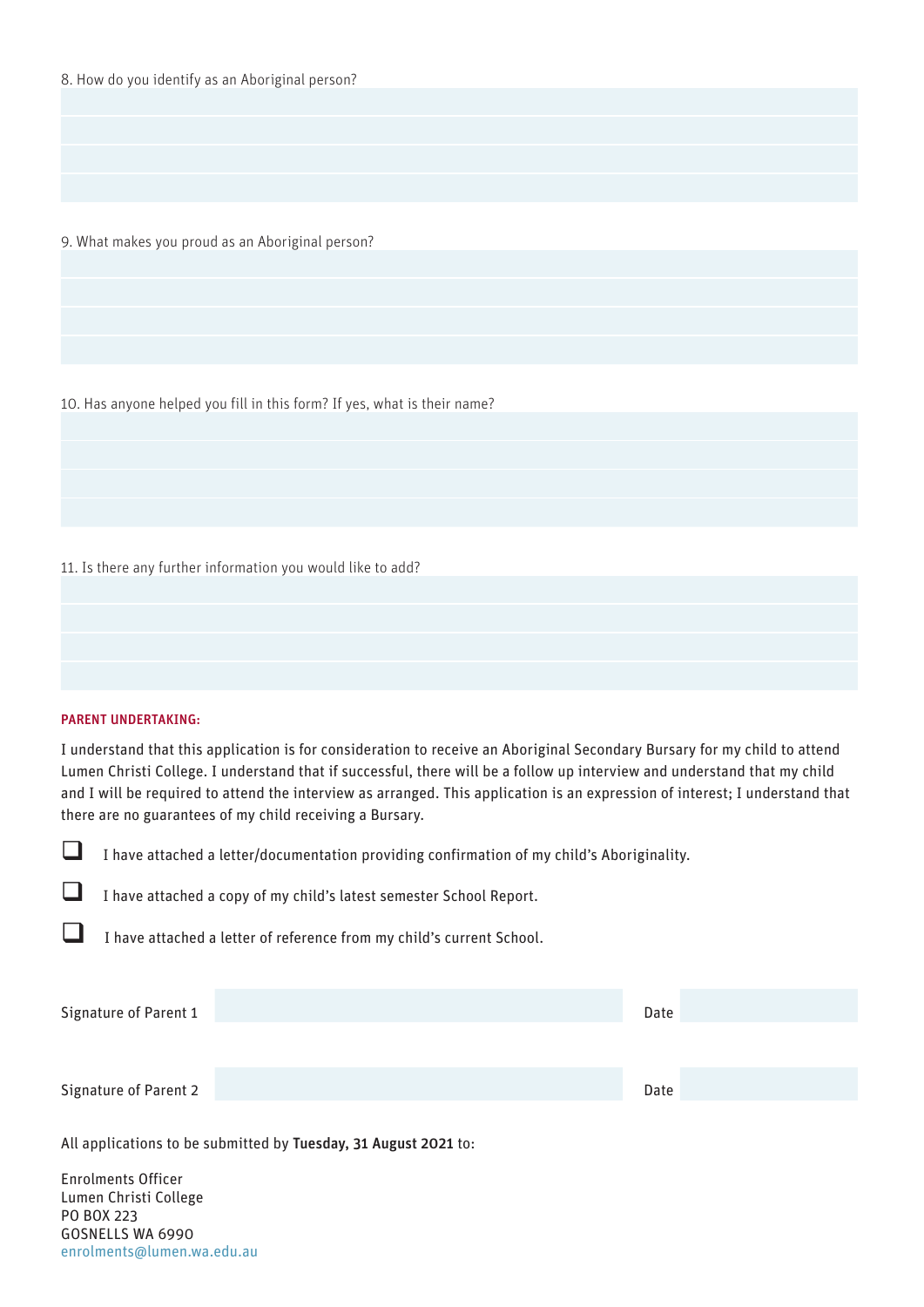8. How do you identify as an Aboriginal person?

9. What makes you proud as an Aboriginal person?

10. Has anyone helped you fill in this form? If yes, what is their name?

11. Is there any further information you would like to add?

**PARENT UNDERTAKING:**

I understand that this application is for consideration to receive an Aboriginal Secondary Bursary for my child to attend Lumen Christi College. I understand that if successful, there will be a follow up interview and understand that my child and I will be required to attend the interview as arranged. This application is an expression of interest; I understand that there are no guarantees of my child receiving a Bursary.

- ☐ I have attached a letter/documentation providing confirmation of my child's Aboriginality.
- ☐ I have attached a copy of my child's latest semester School Report.
- ☐ I have attached a letter of reference from my child's current School.

Signature of Parent 1 ______________________ Date __________

Signature of Parent 2 ______________________ Date __________

All applications to be submitted by **Tuesday, 31 August 2021** to:

Enrolments Officer
Lumen Christi College
PO BOX 223
GOSNELLS WA 6990
enrolments@lumen.wa.edu.au